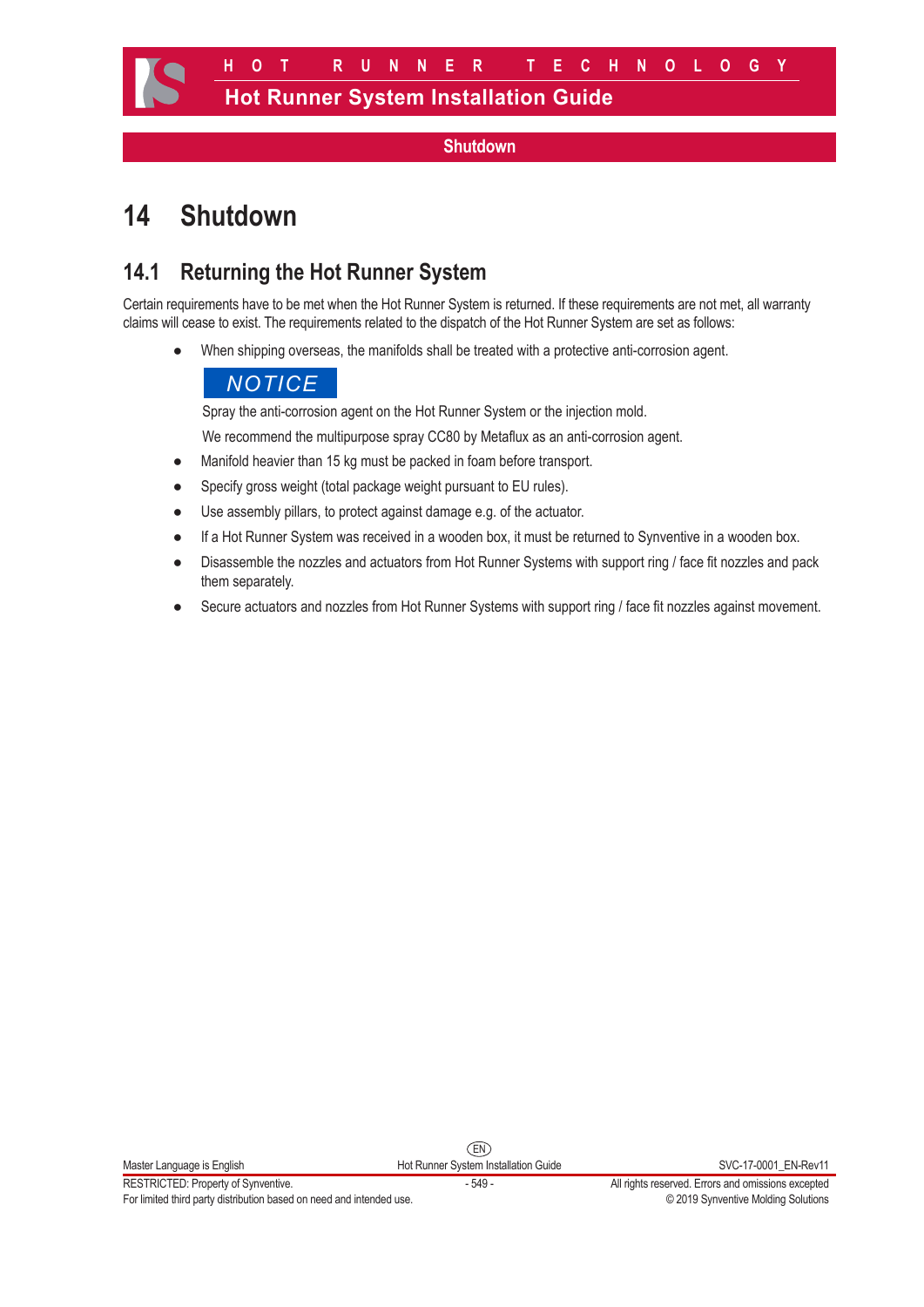# 14 Shutdown

## 14.1 Returning the Hot Runner System

Certain requirements have to be met when the Hot Runner System is returned. If these requirements are not met, all warranty claims will cease to exist. The requirements related to the dispatch of the Hot Runner System are set as follows:

- When shipping overseas, the manifolds shall be treated with a protective anti-corrosion agent.

  **NOTICE**

  Spray the anti-corrosion agent on the Hot Runner System or the injection mold.

  We recommend the multipurpose spray CC80 by Metaflux as an anti-corrosion agent.

- Manifold heavier than 15 kg must be packed in foam before transport.
- Specify gross weight (total package weight pursuant to EU rules).
- Use assembly pillars, to protect against damage e.g. of the actuator.
- If a Hot Runner System was received in a wooden box, it must be returned to Synventive in a wooden box.
- Disassemble the nozzles and actuators from Hot Runner Systems with support ring / face fit nozzles and pack them separately.
- Secure actuators and nozzles from Hot Runner Systems with support ring / face fit nozzles against movement.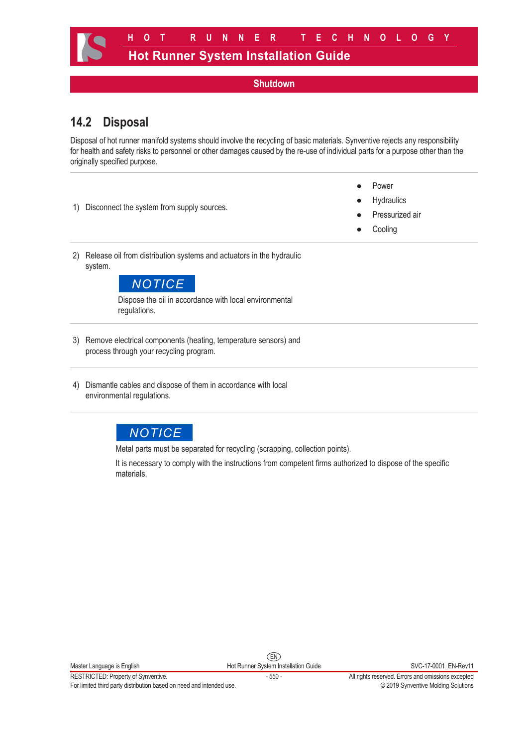## 14.2 Disposal

Disposal of hot runner manifold systems should involve the recycling of basic materials. Synventive rejects any responsibility for health and safety risks to personnel or other damages caused by the re-use of individual parts for a purpose other than the originally specified purpose.

1) Disconnect the system from supply sources.
   - Power
   - Hydraulics
   - Pressurized air
   - Cooling

2) Release oil from distribution systems and actuators in the hydraulic system.

   **NOTICE**

   Dispose the oil in accordance with local environmental regulations.

3) Remove electrical components (heating, temperature sensors) and process through your recycling program.

4) Dismantle cables and dispose of them in accordance with local environmental regulations.

**NOTICE**

Metal parts must be separated for recycling (scrapping, collection points).

It is necessary to comply with the instructions from competent firms authorized to dispose of the specific materials.